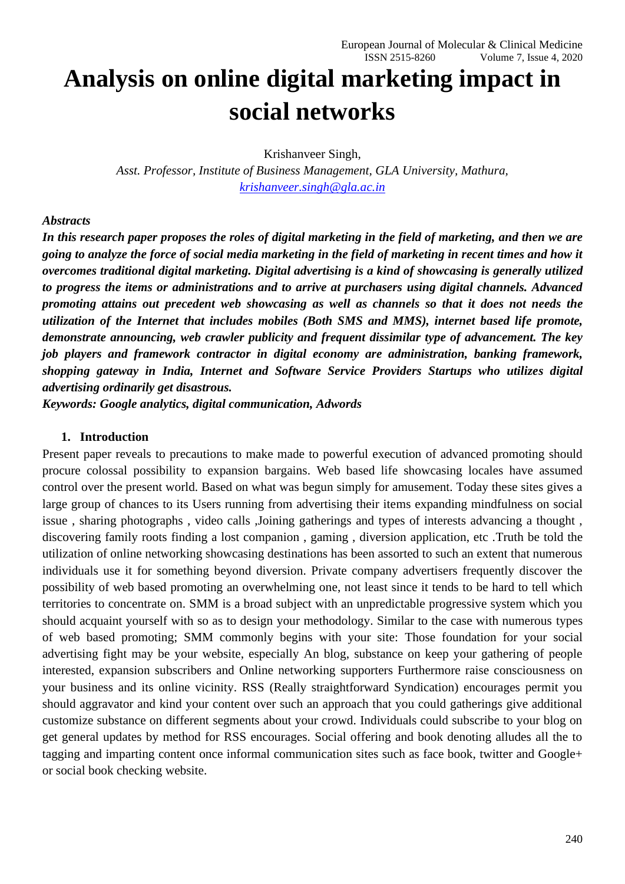# Analysis on online digital marketing impact in social networks

Krishanveer Singh,

*Asst. Professor, Institute of Business Management, GLA University, Mathura,*
*krishanveer.singh@gla.ac.in*

***Abstracts***

***In this research paper proposes the roles of digital marketing in the field of marketing, and then we are going to analyze the force of social media marketing in the field of marketing in recent times and how it overcomes traditional digital marketing. Digital advertising is a kind of showcasing is generally utilized to progress the items or administrations and to arrive at purchasers using digital channels. Advanced promoting attains out precedent web showcasing as well as channels so that it does not needs the utilization of the Internet that includes mobiles (Both SMS and MMS), internet based life promote, demonstrate announcing, web crawler publicity and frequent dissimilar type of advancement. The key job players and framework contractor in digital economy are administration, banking framework, shopping gateway in India, Internet and Software Service Providers Startups who utilizes digital advertising ordinarily get disastrous.***

***Keywords: Google analytics, digital communication, Adwords***

## 1. Introduction

Present paper reveals to precautions to make made to powerful execution of advanced promoting should procure colossal possibility to expansion bargains. Web based life showcasing locales have assumed control over the present world. Based on what was begun simply for amusement. Today these sites gives a large group of chances to its Users running from advertising their items expanding mindfulness on social issue , sharing photographs , video calls ,Joining gatherings and types of interests advancing a thought , discovering family roots finding a lost companion , gaming , diversion application, etc .Truth be told the utilization of online networking showcasing destinations has been assorted to such an extent that numerous individuals use it for something beyond diversion. Private company advertisers frequently discover the possibility of web based promoting an overwhelming one, not least since it tends to be hard to tell which territories to concentrate on. SMM is a broad subject with an unpredictable progressive system which you should acquaint yourself with so as to design your methodology. Similar to the case with numerous types of web based promoting; SMM commonly begins with your site: Those foundation for your social advertising fight may be your website, especially An blog, substance on keep your gathering of people interested, expansion subscribers and Online networking supporters Furthermore raise consciousness on your business and its online vicinity. RSS (Really straightforward Syndication) encourages permit you should aggravator and kind your content over such an approach that you could gatherings give additional customize substance on different segments about your crowd. Individuals could subscribe to your blog on get general updates by method for RSS encourages. Social offering and book denoting alludes all the to tagging and imparting content once informal communication sites such as face book, twitter and Google+ or social book checking website.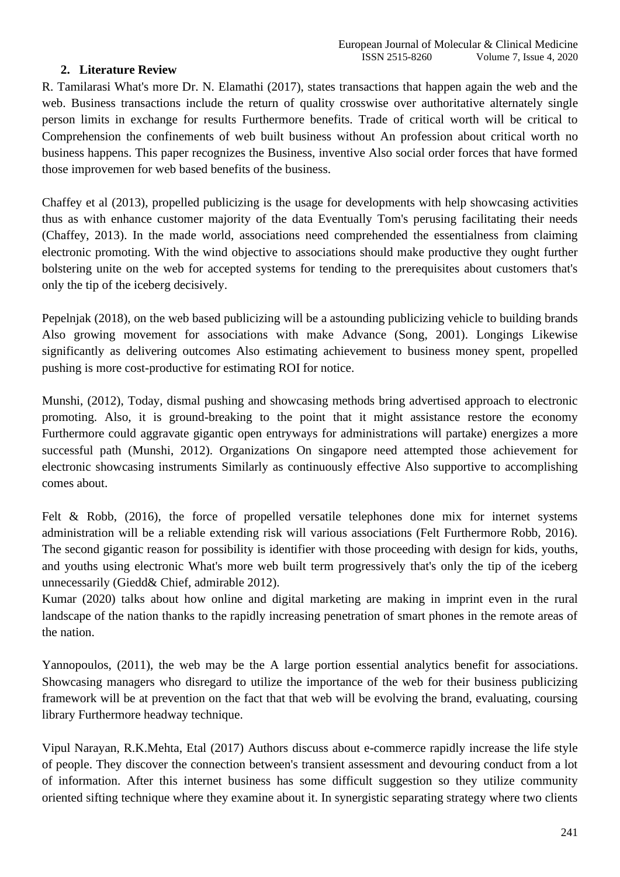## 2. Literature Review

R. Tamilarasi What's more Dr. N. Elamathi (2017), states transactions that happen again the web and the web. Business transactions include the return of quality crosswise over authoritative alternately single person limits in exchange for results Furthermore benefits. Trade of critical worth will be critical to Comprehension the confinements of web built business without An profession about critical worth no business happens. This paper recognizes the Business, inventive Also social order forces that have formed those improvemen for web based benefits of the business.

Chaffey et al (2013), propelled publicizing is the usage for developments with help showcasing activities thus as with enhance customer majority of the data Eventually Tom's perusing facilitating their needs (Chaffey, 2013). In the made world, associations need comprehended the essentialness from claiming electronic promoting. With the wind objective to associations should make productive they ought further bolstering unite on the web for accepted systems for tending to the prerequisites about customers that's only the tip of the iceberg decisively.

Pepelnjak (2018), on the web based publicizing will be a astounding publicizing vehicle to building brands Also growing movement for associations with make Advance (Song, 2001). Longings Likewise significantly as delivering outcomes Also estimating achievement to business money spent, propelled pushing is more cost-productive for estimating ROI for notice.

Munshi, (2012), Today, dismal pushing and showcasing methods bring advertised approach to electronic promoting. Also, it is ground-breaking to the point that it might assistance restore the economy Furthermore could aggravate gigantic open entryways for administrations will partake) energizes a more successful path (Munshi, 2012). Organizations On singapore need attempted those achievement for electronic showcasing instruments Similarly as continuously effective Also supportive to accomplishing comes about.

Felt & Robb, (2016), the force of propelled versatile telephones done mix for internet systems administration will be a reliable extending risk will various associations (Felt Furthermore Robb, 2016). The second gigantic reason for possibility is identifier with those proceeding with design for kids, youths, and youths using electronic What's more web built term progressively that's only the tip of the iceberg unnecessarily (Giedd& Chief, admirable 2012).

Kumar (2020) talks about how online and digital marketing are making in imprint even in the rural landscape of the nation thanks to the rapidly increasing penetration of smart phones in the remote areas of the nation.

Yannopoulos, (2011), the web may be the A large portion essential analytics benefit for associations. Showcasing managers who disregard to utilize the importance of the web for their business publicizing framework will be at prevention on the fact that that web will be evolving the brand, evaluating, coursing library Furthermore headway technique.

Vipul Narayan, R.K.Mehta, Etal (2017) Authors discuss about e-commerce rapidly increase the life style of people. They discover the connection between's transient assessment and devouring conduct from a lot of information. After this internet business has some difficult suggestion so they utilize community oriented sifting technique where they examine about it. In synergistic separating strategy where two clients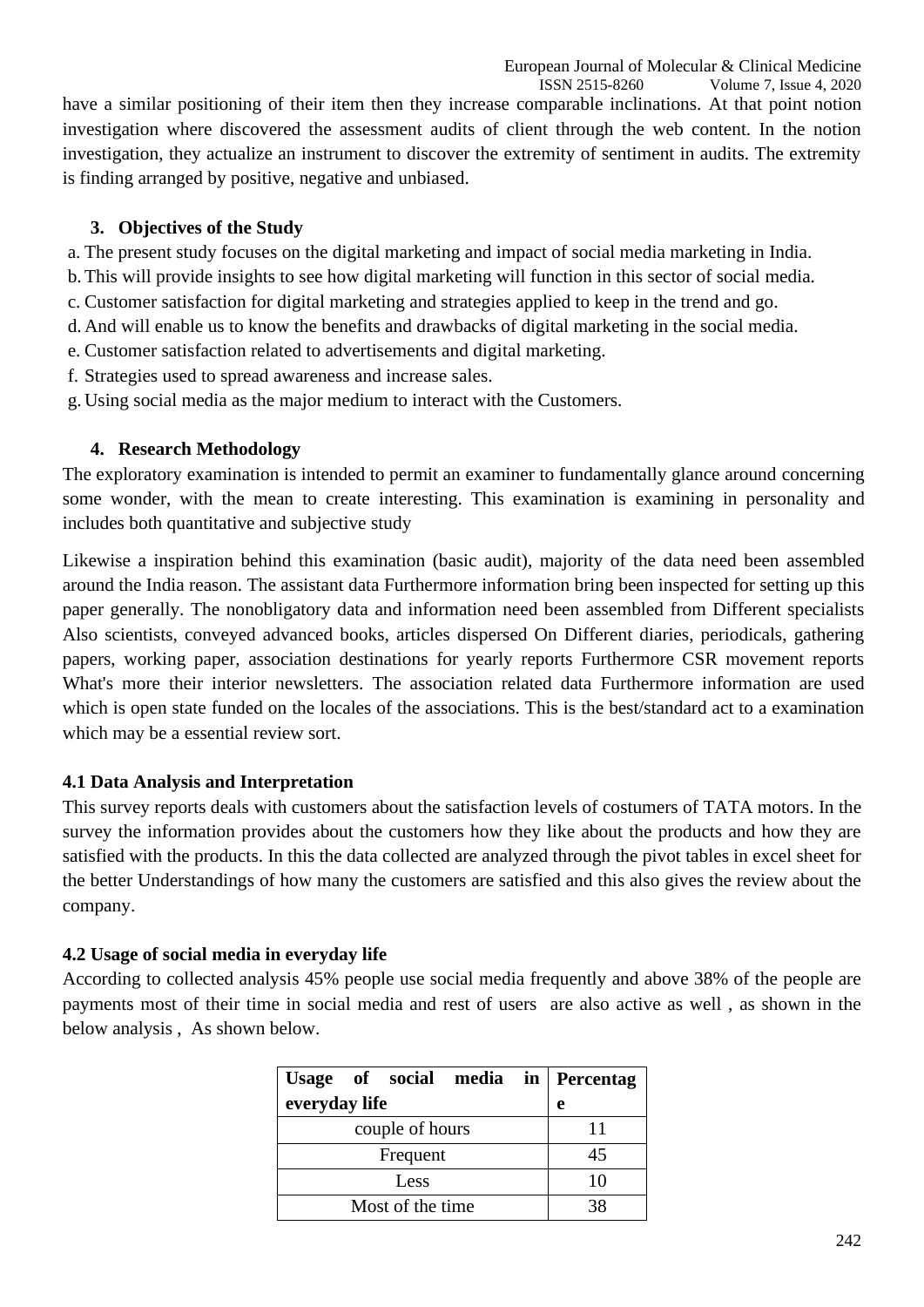have a similar positioning of their item then they increase comparable inclinations. At that point notion investigation where discovered the assessment audits of client through the web content. In the notion investigation, they actualize an instrument to discover the extremity of sentiment in audits. The extremity is finding arranged by positive, negative and unbiased.

## 3. Objectives of the Study

a. The present study focuses on the digital marketing and impact of social media marketing in India.
b. This will provide insights to see how digital marketing will function in this sector of social media.
c. Customer satisfaction for digital marketing and strategies applied to keep in the trend and go.
d. And will enable us to know the benefits and drawbacks of digital marketing in the social media.
e. Customer satisfaction related to advertisements and digital marketing.
f. Strategies used to spread awareness and increase sales.
g. Using social media as the major medium to interact with the Customers.

## 4. Research Methodology

The exploratory examination is intended to permit an examiner to fundamentally glance around concerning some wonder, with the mean to create interesting. This examination is examining in personality and includes both quantitative and subjective study

Likewise a inspiration behind this examination (basic audit), majority of the data need been assembled around the India reason. The assistant data Furthermore information bring been inspected for setting up this paper generally. The nonobligatory data and information need been assembled from Different specialists Also scientists, conveyed advanced books, articles dispersed On Different diaries, periodicals, gathering papers, working paper, association destinations for yearly reports Furthermore CSR movement reports What's more their interior newsletters. The association related data Furthermore information are used which is open state funded on the locales of the associations. This is the best/standard act to a examination which may be a essential review sort.

### 4.1 Data Analysis and Interpretation

This survey reports deals with customers about the satisfaction levels of costumers of TATA motors. In the survey the information provides about the customers how they like about the products and how they are satisfied with the products. In this the data collected are analyzed through the pivot tables in excel sheet for the better Understandings of how many the customers are satisfied and this also gives the review about the company.

### 4.2 Usage of social media in everyday life

According to collected analysis 45% people use social media frequently and above 38% of the people are payments most of their time in social media and rest of users are also active as well , as shown in the below analysis , As shown below.

| Usage of social media in everyday life | Percentage |
|---|---|
| couple of hours | 11 |
| Frequent | 45 |
| Less | 10 |
| Most of the time | 38 |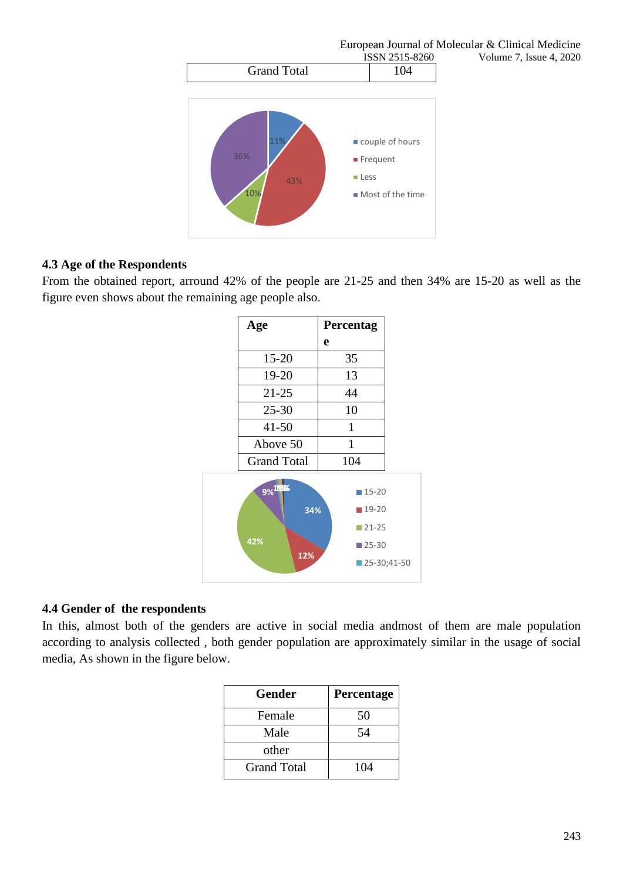| Grand Total | 104 |
|---|---|

## 4.3 Age of the Respondents

From the obtained report, arround 42% of the people are 21-25 and then 34% are 15-20 as well as the figure even shows about the remaining age people also.

| Age | Percentage |
|---|---|
| 15-20 | 35 |
| 19-20 | 13 |
| 21-25 | 44 |
| 25-30 | 10 |
| 41-50 | 1 |
| Above 50 | 1 |
| Grand Total | 104 |

## 4.4 Gender of the respondents

In this, almost both of the genders are active in social media andmost of them are male population according to analysis collected , both gender population are approximately similar in the usage of social media, As shown in the figure below.

| Gender | Percentage |
|---|---|
| Female | 50 |
| Male | 54 |
| other | |
| Grand Total | 104 |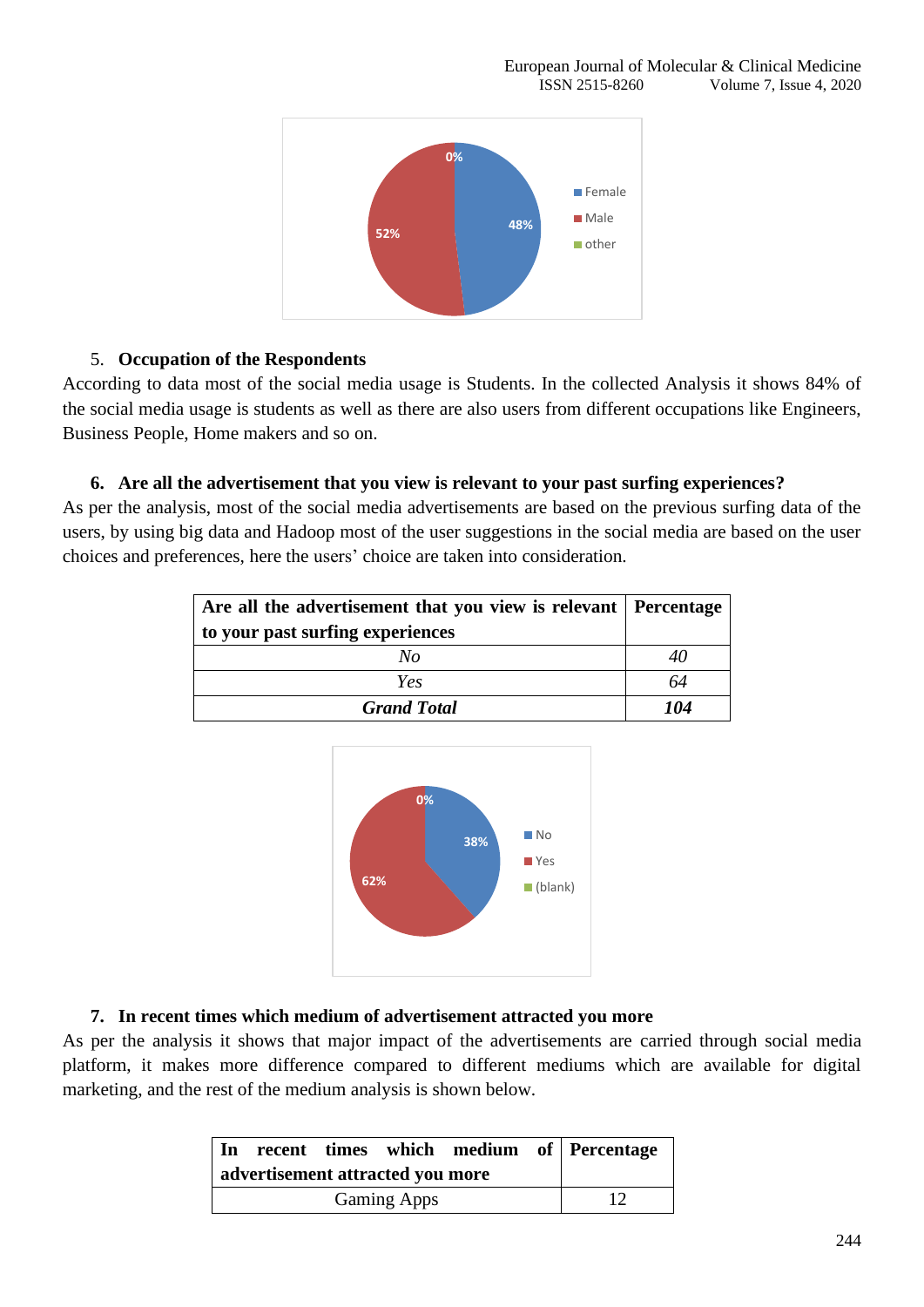5. **Occupation of the Respondents**

According to data most of the social media usage is Students. In the collected Analysis it shows 84% of the social media usage is students as well as there are also users from different occupations like Engineers, Business People, Home makers and so on.

6. **Are all the advertisement that you view is relevant to your past surfing experiences?**

As per the analysis, most of the social media advertisements are based on the previous surfing data of the users, by using big data and Hadoop most of the user suggestions in the social media are based on the user choices and preferences, here the users' choice are taken into consideration.

| **Are all the advertisement that you view is relevant to your past surfing experiences** | **Percentage** |
|---|---|
| *No* | *40* |
| *Yes* | *64* |
| ***Grand Total*** | ***104*** |

7. **In recent times which medium of advertisement attracted you more**

As per the analysis it shows that major impact of the advertisements are carried through social media platform, it makes more difference compared to different mediums which are available for digital marketing, and the rest of the medium analysis is shown below.

| **In recent times which medium of advertisement attracted you more** | **Percentage** |
|---|---|
| Gaming Apps | 12 |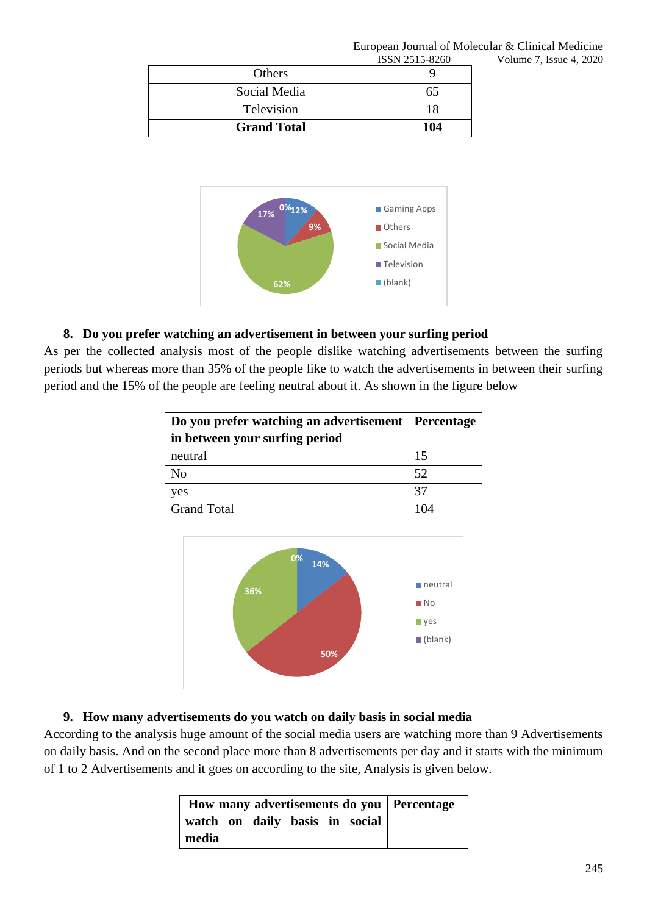| Others | 9 |
|---|---|
| Social Media | 65 |
| Television | 18 |
| **Grand Total** | **104** |

**8. Do you prefer watching an advertisement in between your surfing period**

As per the collected analysis most of the people dislike watching advertisements between the surfing periods but whereas more than 35% of the people like to watch the advertisements in between their surfing period and the 15% of the people are feeling neutral about it. As shown in the figure below

| Do you prefer watching an advertisement in between your surfing period | Percentage |
|---|---|
| neutral | 15 |
| No | 52 |
| yes | 37 |
| Grand Total | 104 |

**9. How many advertisements do you watch on daily basis in social media**

According to the analysis huge amount of the social media users are watching more than 9 Advertisements on daily basis. And on the second place more than 8 advertisements per day and it starts with the minimum of 1 to 2 Advertisements and it goes on according to the site, Analysis is given below.

| How many advertisements do you watch on daily basis in social media | Percentage |
|---|---|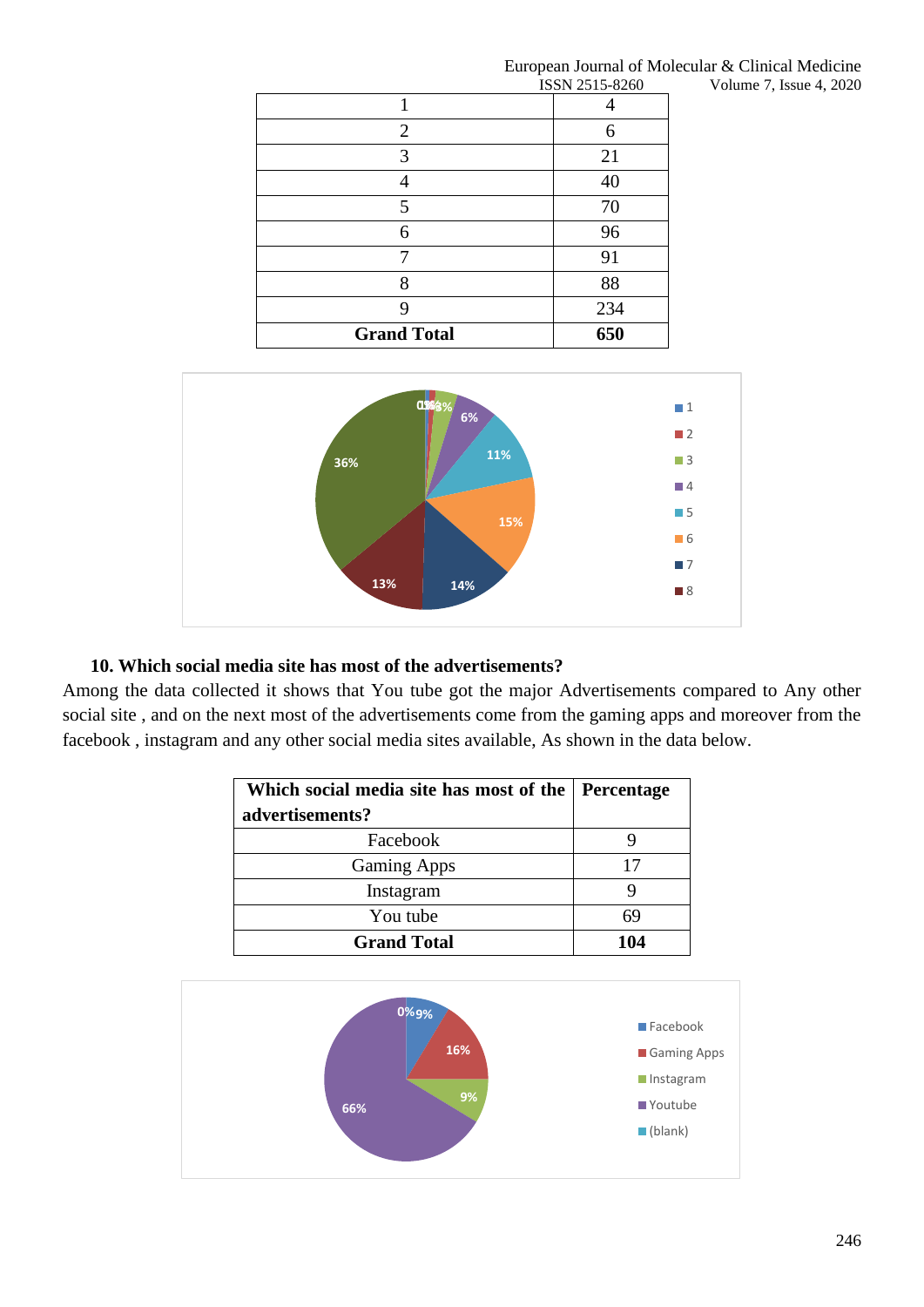| 1 | 4 |
|---|---|
| 2 | 6 |
| 3 | 21 |
| 4 | 40 |
| 5 | 70 |
| 6 | 96 |
| 7 | 91 |
| 8 | 88 |
| 9 | 234 |
| **Grand Total** | **650** |

### 10. Which social media site has most of the advertisements?

Among the data collected it shows that You tube got the major Advertisements compared to Any other social site , and on the next most of the advertisements come from the gaming apps and moreover from the facebook , instagram and any other social media sites available, As shown in the data below.

| Which social media site has most of the advertisements? | Percentage |
|---|---|
| Facebook | 9 |
| Gaming Apps | 17 |
| Instagram | 9 |
| You tube | 69 |
| **Grand Total** | **104** |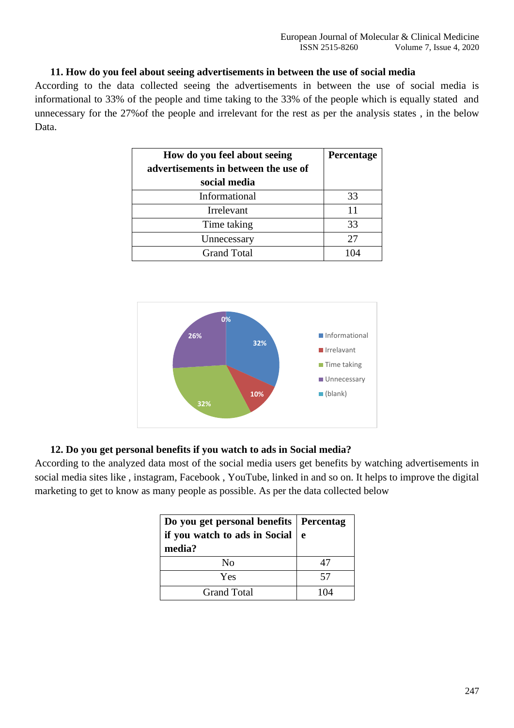**11. How do you feel about seeing advertisements in between the use of social media**

According to the data collected seeing the advertisements in between the use of social media is informational to 33% of the people and time taking to the 33% of the people which is equally stated and unnecessary for the 27%of the people and irrelevant for the rest as per the analysis states , in the below Data.

| How do you feel about seeing advertisements in between the use of social media | Percentage |
|---|---|
| Informational | 33 |
| Irrelevant | 11 |
| Time taking | 33 |
| Unnecessary | 27 |
| Grand Total | 104 |

**12. Do you get personal benefits if you watch to ads in Social media?**

According to the analyzed data most of the social media users get benefits by watching advertisements in social media sites like , instagram, Facebook , YouTube, linked in and so on. It helps to improve the digital marketing to get to know as many people as possible. As per the data collected below

| Do you get personal benefits if you watch to ads in Social media? | Percentage |
|---|---|
| No | 47 |
| Yes | 57 |
| Grand Total | 104 |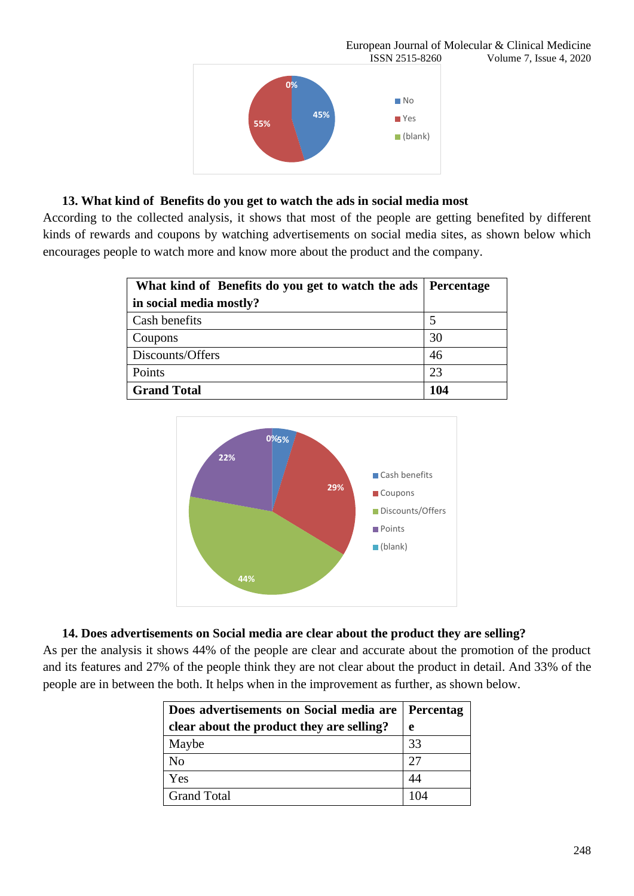### 13. What kind of Benefits do you get to watch the ads in social media most

According to the collected analysis, it shows that most of the people are getting benefited by different kinds of rewards and coupons by watching advertisements on social media sites, as shown below which encourages people to watch more and know more about the product and the company.

| What kind of Benefits do you get to watch the ads in social media mostly? | Percentage |
|---|---|
| Cash benefits | 5 |
| Coupons | 30 |
| Discounts/Offers | 46 |
| Points | 23 |
| **Grand Total** | **104** |

### 14. Does advertisements on Social media are clear about the product they are selling?

As per the analysis it shows 44% of the people are clear and accurate about the promotion of the product and its features and 27% of the people think they are not clear about the product in detail. And 33% of the people are in between the both. It helps when in the improvement as further, as shown below.

| Does advertisements on Social media are clear about the product they are selling? | Percentage |
|---|---|
| Maybe | 33 |
| No | 27 |
| Yes | 44 |
| Grand Total | 104 |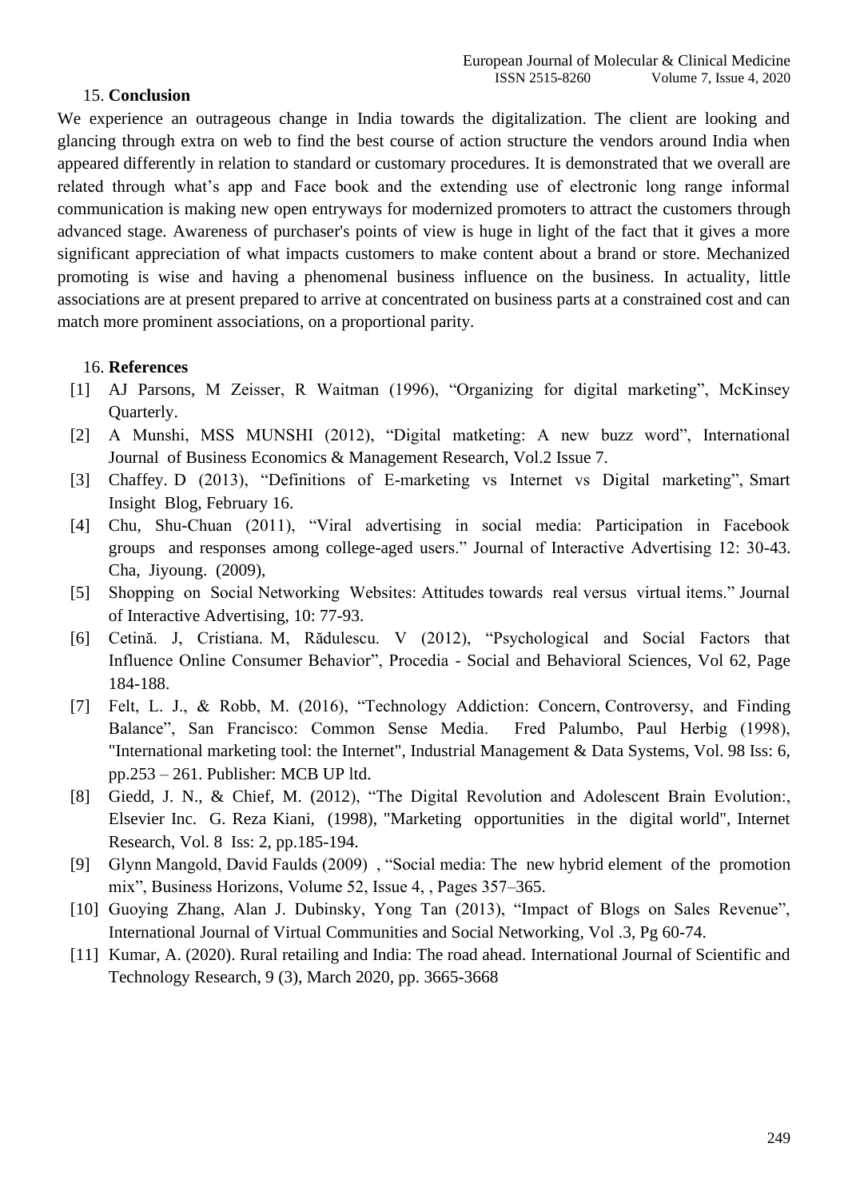## 15. Conclusion

We experience an outrageous change in India towards the digitalization. The client are looking and glancing through extra on web to find the best course of action structure the vendors around India when appeared differently in relation to standard or customary procedures. It is demonstrated that we overall are related through what's app and Face book and the extending use of electronic long range informal communication is making new open entryways for modernized promoters to attract the customers through advanced stage. Awareness of purchaser's points of view is huge in light of the fact that it gives a more significant appreciation of what impacts customers to make content about a brand or store. Mechanized promoting is wise and having a phenomenal business influence on the business. In actuality, little associations are at present prepared to arrive at concentrated on business parts at a constrained cost and can match more prominent associations, on a proportional parity.

## 16. References

[1] AJ Parsons, M Zeisser, R Waitman (1996), "Organizing for digital marketing", McKinsey Quarterly.

[2] A Munshi, MSS MUNSHI (2012), "Digital matketing: A new buzz word", International Journal of Business Economics & Management Research, Vol.2 Issue 7.

[3] Chaffey. D (2013), "Definitions of E-marketing vs Internet vs Digital marketing", Smart Insight Blog, February 16.

[4] Chu, Shu-Chuan (2011), "Viral advertising in social media: Participation in Facebook groups and responses among college-aged users." Journal of Interactive Advertising 12: 30-43. Cha, Jiyoung. (2009),

[5] Shopping on Social Networking Websites: Attitudes towards real versus virtual items." Journal of Interactive Advertising, 10: 77-93.

[6] Cetină. J, Cristiana. M, Rădulescu. V (2012), "Psychological and Social Factors that Influence Online Consumer Behavior", Procedia - Social and Behavioral Sciences, Vol 62, Page 184-188.

[7] Felt, L. J., & Robb, M. (2016), "Technology Addiction: Concern, Controversy, and Finding Balance", San Francisco: Common Sense Media. Fred Palumbo, Paul Herbig (1998), "International marketing tool: the Internet", Industrial Management & Data Systems, Vol. 98 Iss: 6, pp.253 – 261. Publisher: MCB UP ltd.

[8] Giedd, J. N., & Chief, M. (2012), "The Digital Revolution and Adolescent Brain Evolution:, Elsevier Inc. G. Reza Kiani, (1998), "Marketing opportunities in the digital world", Internet Research, Vol. 8 Iss: 2, pp.185-194.

[9] Glynn Mangold, David Faulds (2009) , "Social media: The new hybrid element of the promotion mix", Business Horizons, Volume 52, Issue 4, , Pages 357–365.

[10] Guoying Zhang, Alan J. Dubinsky, Yong Tan (2013), "Impact of Blogs on Sales Revenue", International Journal of Virtual Communities and Social Networking, Vol .3, Pg 60-74.

[11] Kumar, A. (2020). Rural retailing and India: The road ahead. International Journal of Scientific and Technology Research, 9 (3), March 2020, pp. 3665-3668